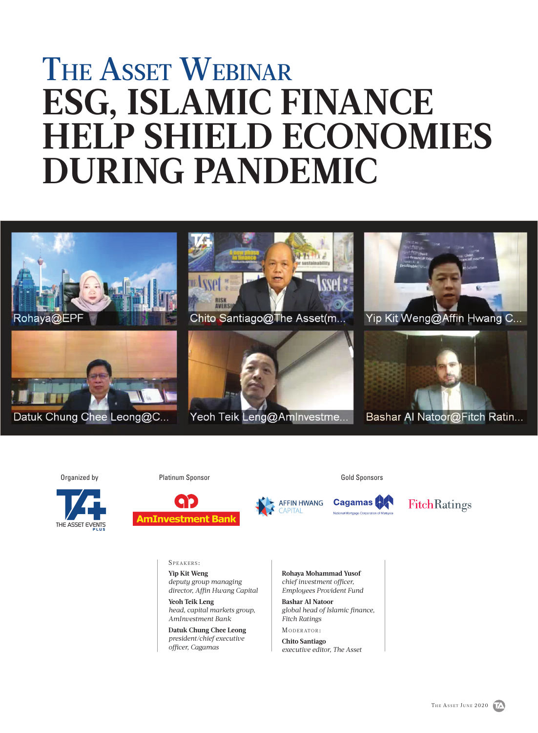# The Asset Webinar

# ESG, ISLAMIC FINANCE HELP SHIELD ECONOMIES DURING PANDEMIC

Rohaya@EPF

Chito Santiago@The Asset(m...

Yip Kit Weng@Affin Hwang C...

Datuk Chung Chee Leong@C...

Yeoh Teik Leng@AmInvestme...

Bashar Al Natoor@Fitch Ratin...

Organized by

THE ASSET EVENTS PLUS

Platinum Sponsor

AmInvestment Bank

Gold Sponsors

AFFIN HWANG CAPITAL

Cagamas

National Mortgage Corporation of Malaysia

FitchRatings

SPEAKERS:

**Yip Kit Weng**
*deputy group managing director, Affin Hwang Capital*

**Yeoh Teik Leng**
*head, capital markets group, AmInvestment Bank*

**Datuk Chung Chee Leong**
*president/chief executive officer, Cagamas*

**Rohaya Mohammad Yusof**
*chief investment officer, Employees Provident Fund*

**Bashar Al Natoor**
*global head of Islamic finance, Fitch Ratings*

MODERATOR:

**Chito Santiago**
*executive editor, The Asset*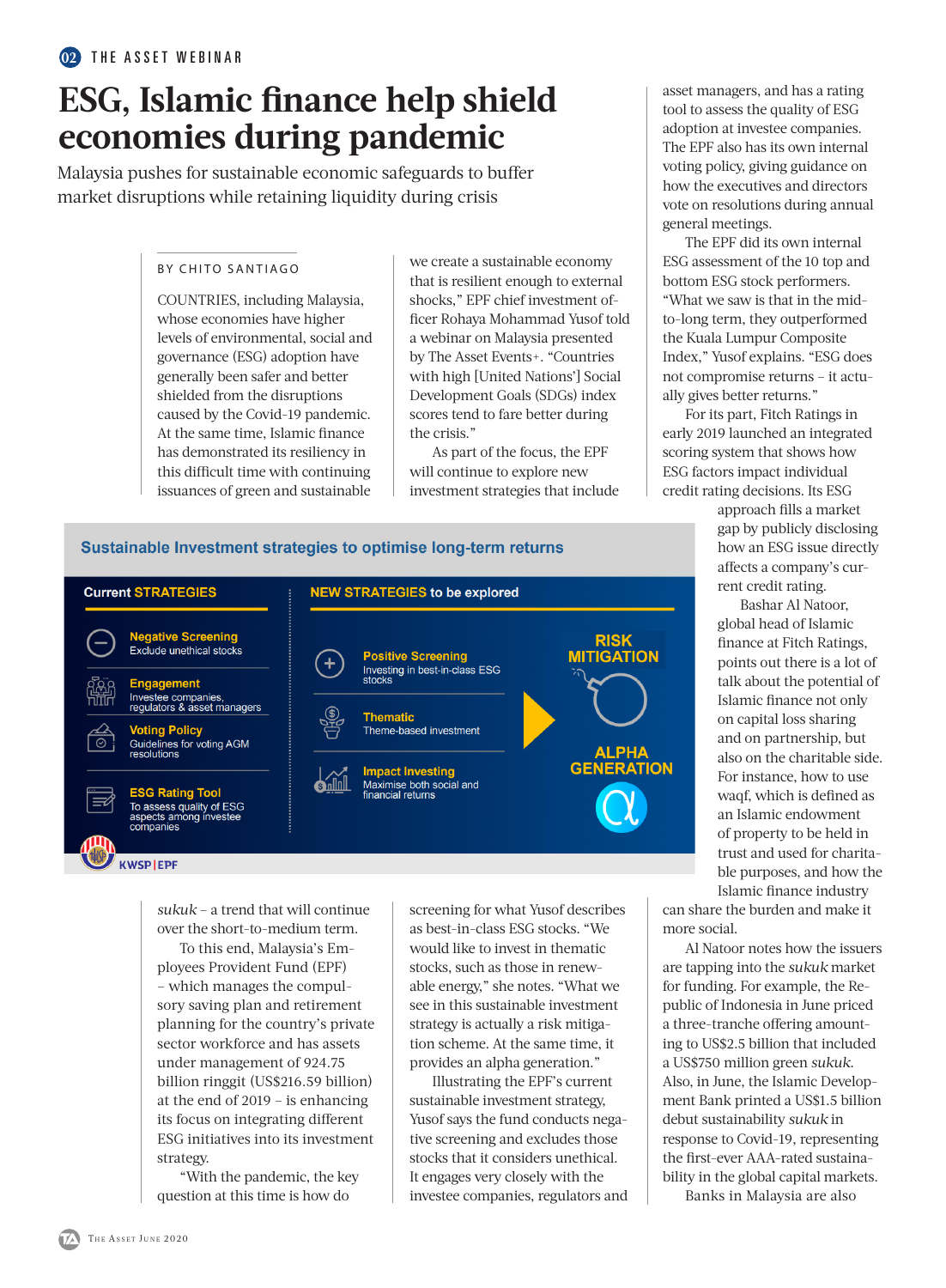# ESG, Islamic finance help shield economies during pandemic

Malaysia pushes for sustainable economic safeguards to buffer market disruptions while retaining liquidity during crisis

BY CHITO SANTIAGO

COUNTRIES, including Malaysia, whose economies have higher levels of environmental, social and governance (ESG) adoption have generally been safer and better shielded from the disruptions caused by the Covid-19 pandemic. At the same time, Islamic finance has demonstrated its resiliency in this difficult time with continuing issuances of green and sustainable *sukuk* – a trend that will continue over the short-to-medium term.

To this end, Malaysia's Employees Provident Fund (EPF) – which manages the compulsory saving plan and retirement planning for the country's private sector workforce and has assets under management of 924.75 billion ringgit (US$216.59 billion) at the end of 2019 – is enhancing its focus on integrating different ESG initiatives into its investment strategy.

"With the pandemic, the key question at this time is how do we create a sustainable economy that is resilient enough to external shocks," EPF chief investment officer Rohaya Mohammad Yusof told a webinar on Malaysia presented by The Asset Events+. "Countries with high [United Nations'] Social Development Goals (SDGs) index scores tend to fare better during the crisis."

As part of the focus, the EPF will continue to explore new investment strategies that include screening for what Yusof describes as best-in-class ESG stocks. "We would like to invest in thematic stocks, such as those in renewable energy," she notes. "What we see in this sustainable investment strategy is actually a risk mitigation scheme. At the same time, it provides an alpha generation."

Illustrating the EPF's current sustainable investment strategy, Yusof says the fund conducts negative screening and excludes those stocks that it considers unethical. It engages very closely with the investee companies, regulators and asset managers, and has a rating tool to assess the quality of ESG adoption at investee companies. The EPF also has its own internal voting policy, giving guidance on how the executives and directors vote on resolutions during annual general meetings.

The EPF did its own internal ESG assessment of the 10 top and bottom ESG stock performers. "What we saw is that in the mid-to-long term, they outperformed the Kuala Lumpur Composite Index," Yusof explains. "ESG does not compromise returns – it actually gives better returns."

For its part, Fitch Ratings in early 2019 launched an integrated scoring system that shows how ESG factors impact individual credit rating decisions. Its ESG approach fills a market gap by publicly disclosing how an ESG issue directly affects a company's current credit rating.

Bashar Al Natoor, global head of Islamic finance at Fitch Ratings, points out there is a lot of talk about the potential of Islamic finance not only on capital loss sharing and on partnership, but also on the charitable side. For instance, how to use waqf, which is defined as an Islamic endowment of property to be held in trust and used for charitable purposes, and how the Islamic finance industry can share the burden and make it more social.

Al Natoor notes how the issuers are tapping into the *sukuk* market for funding. For example, the Republic of Indonesia in June priced a three-tranche offering amounting to US$2.5 billion that included a US$750 million green *sukuk*. Also, in June, the Islamic Development Bank printed a US$1.5 billion debut sustainability *sukuk* in response to Covid-19, representing the first-ever AAA-rated sustainability in the global capital markets.

Banks in Malaysia are also

**Sustainable Investment strategies to optimise long-term returns**

**Current STRATEGIES**

- **Negative Screening** – Exclude unethical stocks
- **Engagement** – Investee companies, regulators & asset managers
- **Voting Policy** – Guidelines for voting AGM resolutions
- **ESG Rating Tool** – To assess quality of ESG aspects among investee companies

**NEW STRATEGIES to be explored**

- **Positive Screening** – Investing in best-in-class ESG stocks
- **Thematic** – Theme-based investment
- **Impact Investing** – Maximise both social and financial returns

**RISK MITIGATION**

**ALPHA GENERATION**

KWSP | EPF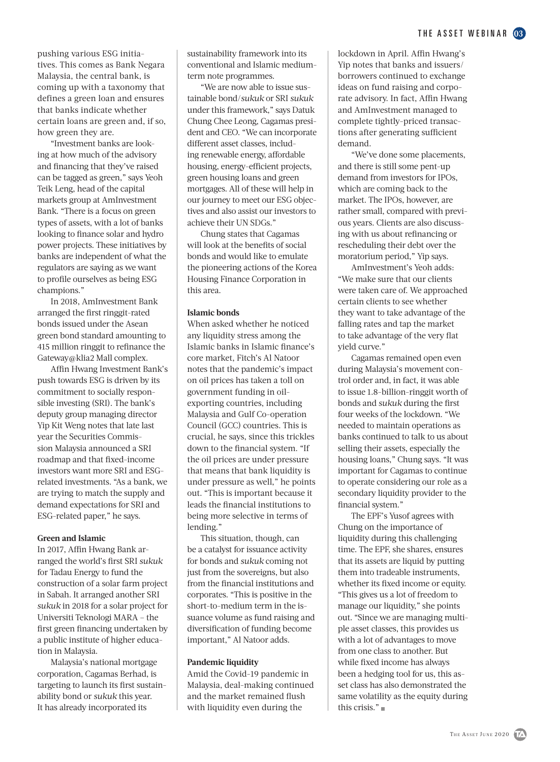pushing various ESG initiatives. This comes as Bank Negara Malaysia, the central bank, is coming up with a taxonomy that defines a green loan and ensures that banks indicate whether certain loans are green and, if so, how green they are.

"Investment banks are looking at how much of the advisory and financing that they've raised can be tagged as green," says Yeoh Teik Leng, head of the capital markets group at AmInvestment Bank. "There is a focus on green types of assets, with a lot of banks looking to finance solar and hydro power projects. These initiatives by banks are independent of what the regulators are saying as we want to profile ourselves as being ESG champions."

In 2018, AmInvestment Bank arranged the first ringgit-rated bonds issued under the Asean green bond standard amounting to 415 million ringgit to refinance the Gateway@klia2 Mall complex.

Affin Hwang Investment Bank's push towards ESG is driven by its commitment to socially responsible investing (SRI). The bank's deputy group managing director Yip Kit Weng notes that late last year the Securities Commission Malaysia announced a SRI roadmap and that fixed-income investors want more SRI and ESG-related investments. "As a bank, we are trying to match the supply and demand expectations for SRI and ESG-related paper," he says.

**Green and Islamic**

In 2017, Affin Hwang Bank arranged the world's first SRI *sukuk* for Tadau Energy to fund the construction of a solar farm project in Sabah. It arranged another SRI *sukuk* in 2018 for a solar project for Universiti Teknologi MARA – the first green financing undertaken by a public institute of higher education in Malaysia.

Malaysia's national mortgage corporation, Cagamas Berhad, is targeting to launch its first sustainability bond or *sukuk* this year. It has already incorporated its sustainability framework into its conventional and Islamic medium-term note programmes.

"We are now able to issue sustainable bond/*sukuk* or SRI *sukuk* under this framework," says Datuk Chung Chee Leong, Cagamas president and CEO. "We can incorporate different asset classes, including renewable energy, affordable housing, energy-efficient projects, green housing loans and green mortgages. All of these will help in our journey to meet our ESG objectives and also assist our investors to achieve their UN SDGs."

Chung states that Cagamas will look at the benefits of social bonds and would like to emulate the pioneering actions of the Korea Housing Finance Corporation in this area.

**Islamic bonds**

When asked whether he noticed any liquidity stress among the Islamic banks in Islamic finance's core market, Fitch's Al Natoor notes that the pandemic's impact on oil prices has taken a toll on government funding in oil-exporting countries, including Malaysia and Gulf Co-operation Council (GCC) countries. This is crucial, he says, since this trickles down to the financial system. "If the oil prices are under pressure that means that bank liquidity is under pressure as well," he points out. "This is important because it leads the financial institutions to being more selective in terms of lending."

This situation, though, can be a catalyst for issuance activity for bonds and *sukuk* coming not just from the sovereigns, but also from the financial institutions and corporates. "This is positive in the short-to-medium term in the issuance volume as fund raising and diversification of funding become important," Al Natoor adds.

**Pandemic liquidity**

Amid the Covid-19 pandemic in Malaysia, deal-making continued and the market remained flush with liquidity even during the lockdown in April. Affin Hwang's Yip notes that banks and issuers/borrowers continued to exchange ideas on fund raising and corporate advisory. In fact, Affin Hwang and AmInvestment managed to complete tightly-priced transactions after generating sufficient demand.

"We've done some placements, and there is still some pent-up demand from investors for IPOs, which are coming back to the market. The IPOs, however, are rather small, compared with previous years. Clients are also discussing with us about refinancing or rescheduling their debt over the moratorium period," Yip says.

AmInvestment's Yeoh adds: "We make sure that our clients were taken care of. We approached certain clients to see whether they want to take advantage of the falling rates and tap the market to take advantage of the very flat yield curve."

Cagamas remained open even during Malaysia's movement control order and, in fact, it was able to issue 1.8-billion-ringgit worth of bonds and *sukuk* during the first four weeks of the lockdown. "We needed to maintain operations as banks continued to talk to us about selling their assets, especially the housing loans," Chung says. "It was important for Cagamas to continue to operate considering our role as a secondary liquidity provider to the financial system."

The EPF's Yusof agrees with Chung on the importance of liquidity during this challenging time. The EPF, she shares, ensures that its assets are liquid by putting them into tradeable instruments, whether its fixed income or equity. "This gives us a lot of freedom to manage our liquidity," she points out. "Since we are managing multiple asset classes, this provides us with a lot of advantages to move from one class to another. But while fixed income has always been a hedging tool for us, this asset class has also demonstrated the same volatility as the equity during this crisis." ■